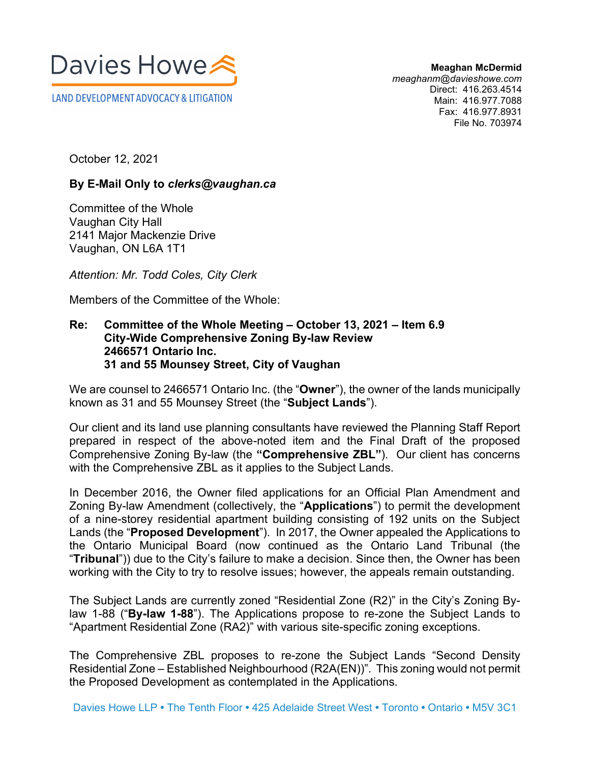Davies Howe

LAND DEVELOPMENT ADVOCACY & LITIGATION

**Meaghan McDermid**
*meaghanm@davieshowe.com*
Direct: 416.263.4514
Main: 416.977.7088
Fax: 416.977.8931
File No. 703974

October 12, 2021

**By E-Mail Only to *clerks@vaughan.ca***

Committee of the Whole
Vaughan City Hall
2141 Major Mackenzie Drive
Vaughan, ON L6A 1T1

*Attention: Mr. Todd Coles, City Clerk*

Members of the Committee of the Whole:

**Re: Committee of the Whole Meeting – October 13, 2021 – Item 6.9**
**City-Wide Comprehensive Zoning By-law Review**
**2466571 Ontario Inc.**
**31 and 55 Mounsey Street, City of Vaughan**

We are counsel to 2466571 Ontario Inc. (the "**Owner**"), the owner of the lands municipally known as 31 and 55 Mounsey Street (the "**Subject Lands**").

Our client and its land use planning consultants have reviewed the Planning Staff Report prepared in respect of the above-noted item and the Final Draft of the proposed Comprehensive Zoning By-law (the **"Comprehensive ZBL"**). Our client has concerns with the Comprehensive ZBL as it applies to the Subject Lands.

In December 2016, the Owner filed applications for an Official Plan Amendment and Zoning By-law Amendment (collectively, the "**Applications**") to permit the development of a nine-storey residential apartment building consisting of 192 units on the Subject Lands (the "**Proposed Development**"). In 2017, the Owner appealed the Applications to the Ontario Municipal Board (now continued as the Ontario Land Tribunal (the "**Tribunal**")) due to the City's failure to make a decision. Since then, the Owner has been working with the City to try to resolve issues; however, the appeals remain outstanding.

The Subject Lands are currently zoned "Residential Zone (R2)" in the City's Zoning By-law 1-88 ("**By-law 1-88**"). The Applications propose to re-zone the Subject Lands to "Apartment Residential Zone (RA2)" with various site-specific zoning exceptions.

The Comprehensive ZBL proposes to re-zone the Subject Lands "Second Density Residential Zone – Established Neighbourhood (R2A(EN))". This zoning would not permit the Proposed Development as contemplated in the Applications.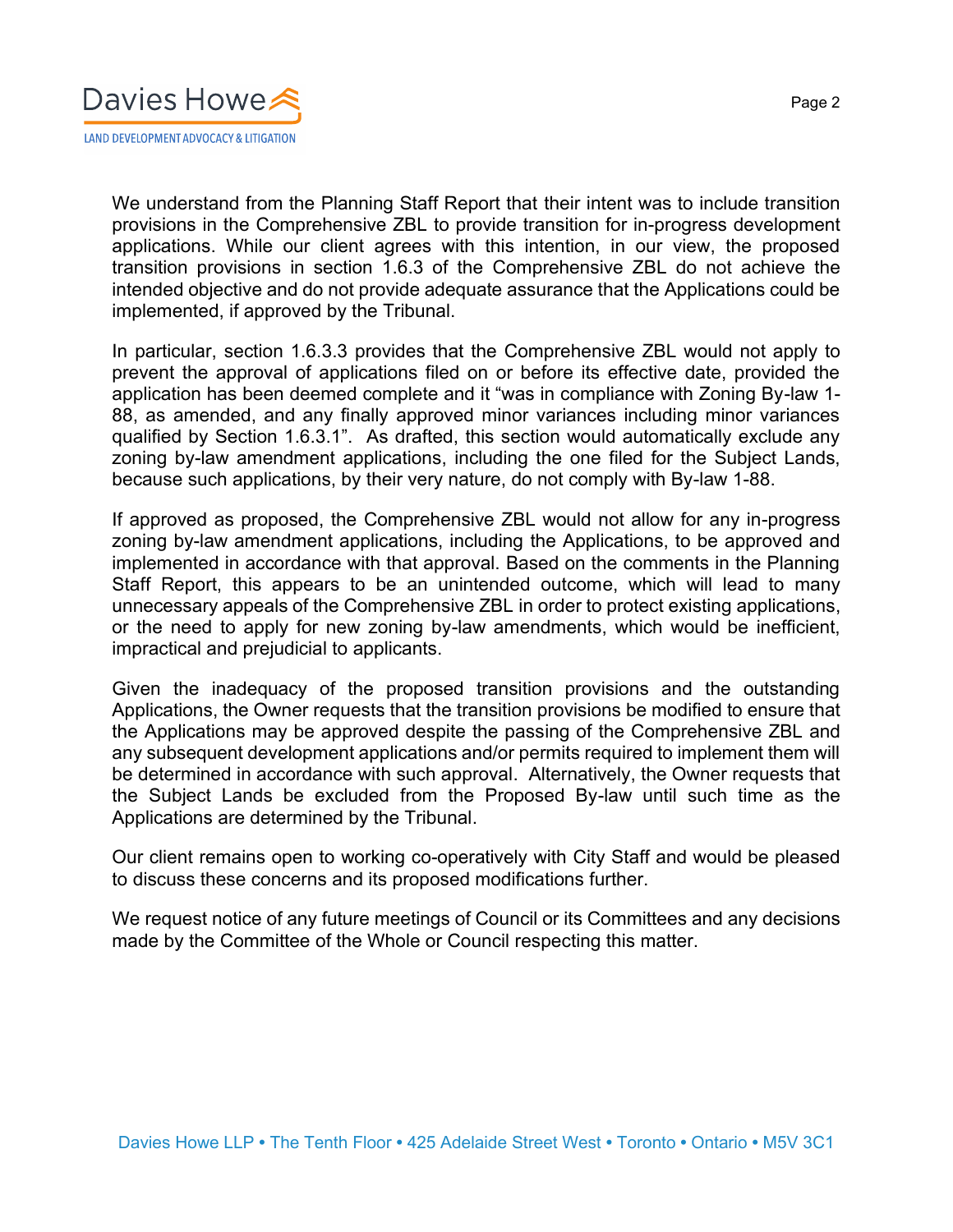We understand from the Planning Staff Report that their intent was to include transition provisions in the Comprehensive ZBL to provide transition for in-progress development applications. While our client agrees with this intention, in our view, the proposed transition provisions in section 1.6.3 of the Comprehensive ZBL do not achieve the intended objective and do not provide adequate assurance that the Applications could be implemented, if approved by the Tribunal.

In particular, section 1.6.3.3 provides that the Comprehensive ZBL would not apply to prevent the approval of applications filed on or before its effective date, provided the application has been deemed complete and it "was in compliance with Zoning By-law 1-88, as amended, and any finally approved minor variances including minor variances qualified by Section 1.6.3.1". As drafted, this section would automatically exclude any zoning by-law amendment applications, including the one filed for the Subject Lands, because such applications, by their very nature, do not comply with By-law 1-88.

If approved as proposed, the Comprehensive ZBL would not allow for any in-progress zoning by-law amendment applications, including the Applications, to be approved and implemented in accordance with that approval. Based on the comments in the Planning Staff Report, this appears to be an unintended outcome, which will lead to many unnecessary appeals of the Comprehensive ZBL in order to protect existing applications, or the need to apply for new zoning by-law amendments, which would be inefficient, impractical and prejudicial to applicants.

Given the inadequacy of the proposed transition provisions and the outstanding Applications, the Owner requests that the transition provisions be modified to ensure that the Applications may be approved despite the passing of the Comprehensive ZBL and any subsequent development applications and/or permits required to implement them will be determined in accordance with such approval. Alternatively, the Owner requests that the Subject Lands be excluded from the Proposed By-law until such time as the Applications are determined by the Tribunal.

Our client remains open to working co-operatively with City Staff and would be pleased to discuss these concerns and its proposed modifications further.

We request notice of any future meetings of Council or its Committees and any decisions made by the Committee of the Whole or Council respecting this matter.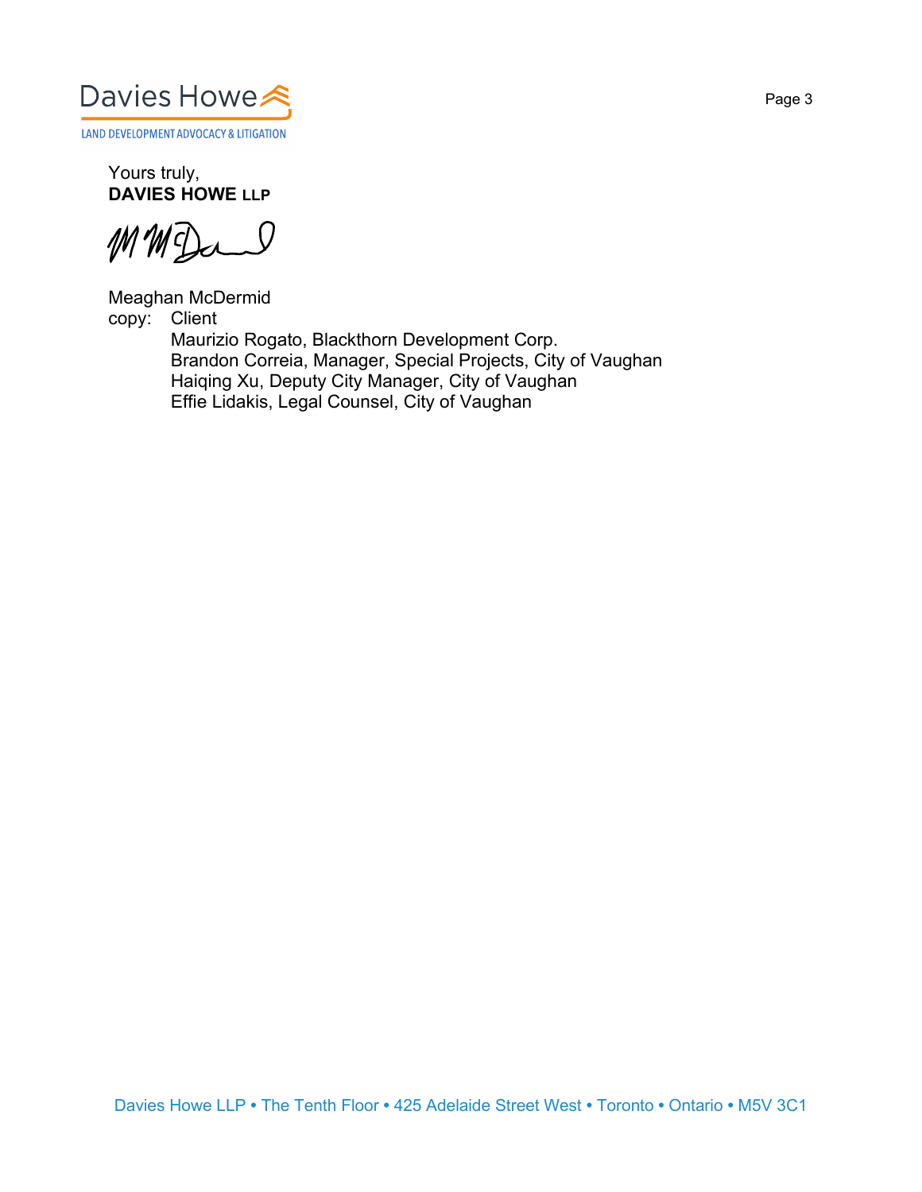Yours truly,
**DAVIES HOWE LLP**

Meaghan McDermid
copy: Client
Maurizio Rogato, Blackthorn Development Corp.
Brandon Correia, Manager, Special Projects, City of Vaughan
Haiqing Xu, Deputy City Manager, City of Vaughan
Effie Lidakis, Legal Counsel, City of Vaughan